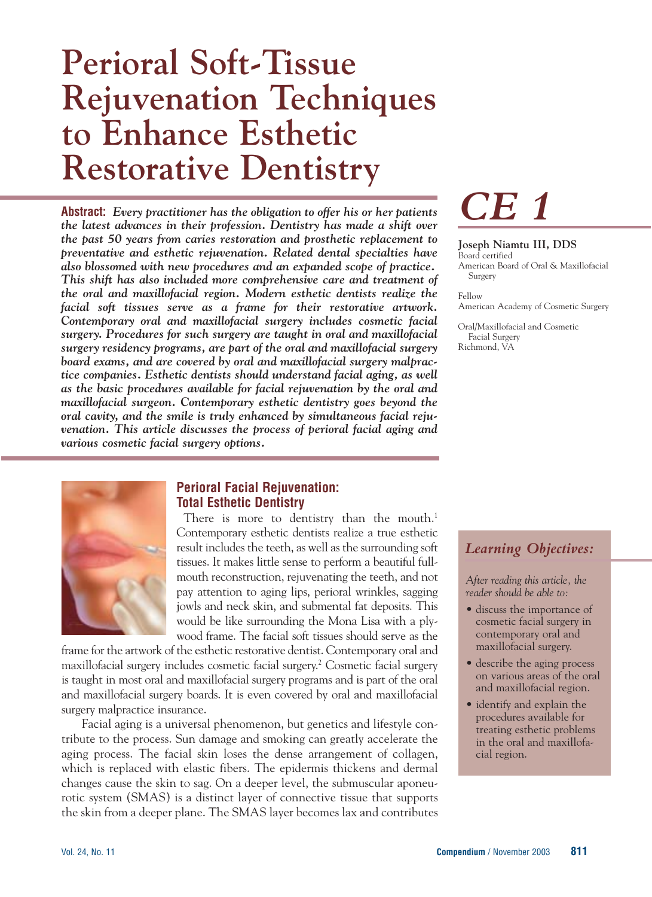# Perioral Soft-Tissue Rejuvenation Techniques to Enhance Esthetic Restorative Dentistry

**Abstract:** ***Every practitioner has the obligation to offer his or her patients the latest advances in their profession. Dentistry has made a shift over the past 50 years from caries restoration and prosthetic replacement to preventative and esthetic rejuvenation. Related dental specialties have also blossomed with new procedures and an expanded scope of practice. This shift has also included more comprehensive care and treatment of the oral and maxillofacial region. Modern esthetic dentists realize the facial soft tissues serve as a frame for their restorative artwork. Contemporary oral and maxillofacial surgery includes cosmetic facial surgery. Procedures for such surgery are taught in oral and maxillofacial surgery residency programs, are part of the oral and maxillofacial surgery board exams, and are covered by oral and maxillofacial surgery malpractice companies. Esthetic dentists should understand facial aging, as well as the basic procedures available for facial rejuvenation by the oral and maxillofacial surgeon. Contemporary esthetic dentistry goes beyond the oral cavity, and the smile is truly enhanced by simultaneous facial rejuvenation. This article discusses the process of perioral facial aging and various cosmetic facial surgery options.***

*CE 1*

**Joseph Niamtu III, DDS**
Board certified
American Board of Oral & Maxillofacial Surgery

Fellow
American Academy of Cosmetic Surgery

Oral/Maxillofacial and Cosmetic Facial Surgery
Richmond, VA

## Perioral Facial Rejuvenation: Total Esthetic Dentistry

There is more to dentistry than the mouth.[1] Contemporary esthetic dentists realize a true esthetic result includes the teeth, as well as the surrounding soft tissues. It makes little sense to perform a beautiful full-mouth reconstruction, rejuvenating the teeth, and not pay attention to aging lips, perioral wrinkles, sagging jowls and neck skin, and submental fat deposits. This would be like surrounding the Mona Lisa with a plywood frame. The facial soft tissues should serve as the frame for the artwork of the esthetic restorative dentist. Contemporary oral and maxillofacial surgery includes cosmetic facial surgery.[2] Cosmetic facial surgery is taught in most oral and maxillofacial surgery programs and is part of the oral and maxillofacial surgery boards. It is even covered by oral and maxillofacial surgery malpractice insurance.

Facial aging is a universal phenomenon, but genetics and lifestyle contribute to the process. Sun damage and smoking can greatly accelerate the aging process. The facial skin loses the dense arrangement of collagen, which is replaced with elastic fibers. The epidermis thickens and dermal changes cause the skin to sag. On a deeper level, the submuscular aponeurotic system (SMAS) is a distinct layer of connective tissue that supports the skin from a deeper plane. The SMAS layer becomes lax and contributes

### *Learning Objectives:*

*After reading this article, the reader should be able to:*

- discuss the importance of cosmetic facial surgery in contemporary oral and maxillofacial surgery.
- describe the aging process on various areas of the oral and maxillofacial region.
- identify and explain the procedures available for treating esthetic problems in the oral and maxillofacial region.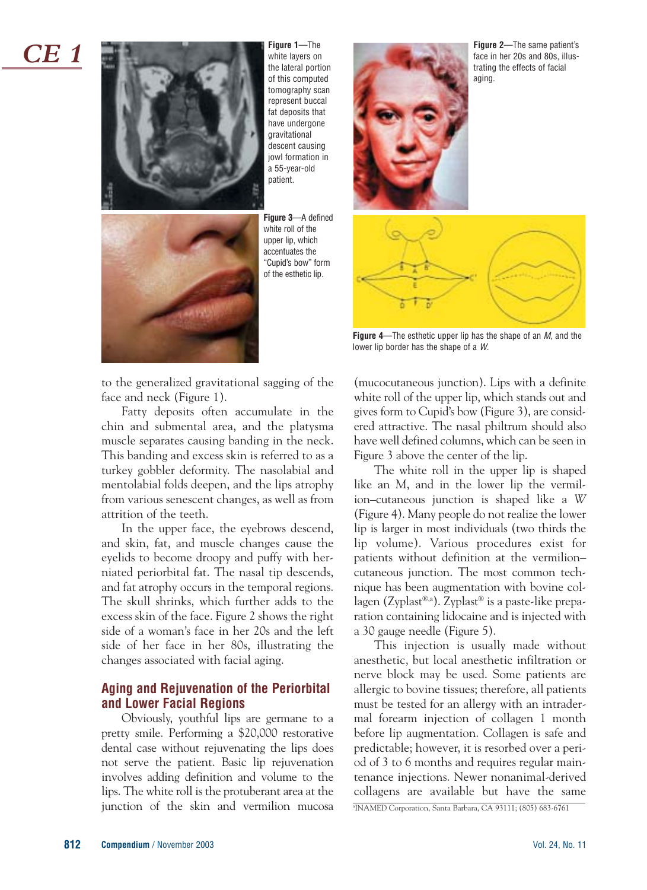**Figure 1**—The white layers on the lateral portion of this computed tomography scan represent buccal fat deposits that have undergone gravitational descent causing jowl formation in a 55-year-old patient.

**Figure 2**—The same patient's face in her 20s and 80s, illustrating the effects of facial aging.

**Figure 3**—A defined white roll of the upper lip, which accentuates the "Cupid's bow" form of the esthetic lip.

**Figure 4**—The esthetic upper lip has the shape of an *M*, and the lower lip border has the shape of a *W*.

to the generalized gravitational sagging of the face and neck (Figure 1).

Fatty deposits often accumulate in the chin and submental area, and the platysma muscle separates causing banding in the neck. This banding and excess skin is referred to as a turkey gobbler deformity. The nasolabial and mentolabial folds deepen, and the lips atrophy from various senescent changes, as well as from attrition of the teeth.

In the upper face, the eyebrows descend, and skin, fat, and muscle changes cause the eyelids to become droopy and puffy with herniated periorbital fat. The nasal tip descends, and fat atrophy occurs in the temporal regions. The skull shrinks, which further adds to the excess skin of the face. Figure 2 shows the right side of a woman's face in her 20s and the left side of her face in her 80s, illustrating the changes associated with facial aging.

## Aging and Rejuvenation of the Periorbital and Lower Facial Regions

Obviously, youthful lips are germane to a pretty smile. Performing a $20,000 restorative dental case without rejuvenating the lips does not serve the patient. Basic lip rejuvenation involves adding definition and volume to the lips. The white roll is the protuberant area at the junction of the skin and vermilion mucosa (mucocutaneous junction). Lips with a definite white roll of the upper lip, which stands out and gives form to Cupid's bow (Figure 3), are considered attractive. The nasal philtrum should also have well defined columns, which can be seen in Figure 3 above the center of the lip.

The white roll in the upper lip is shaped like an M, and in the lower lip the vermilion–cutaneous junction is shaped like a *W* (Figure 4). Many people do not realize the lower lip is larger in most individuals (two thirds the lip volume). Various procedures exist for patients without definition at the vermilion–cutaneous junction. The most common technique has been augmentation with bovine collagen (Zyplast®,[a]). Zyplast® is a paste-like preparation containing lidocaine and is injected with a 30 gauge needle (Figure 5).

This injection is usually made without anesthetic, but local anesthetic infiltration or nerve block may be used. Some patients are allergic to bovine tissues; therefore, all patients must be tested for an allergy with an intradermal forearm injection of collagen 1 month before lip augmentation. Collagen is safe and predictable; however, it is resorbed over a period of 3 to 6 months and requires regular maintenance injections. Newer nonanimal-derived collagens are available but have the same

[a]INAMED Corporation, Santa Barbara, CA 93111; (805) 683-6761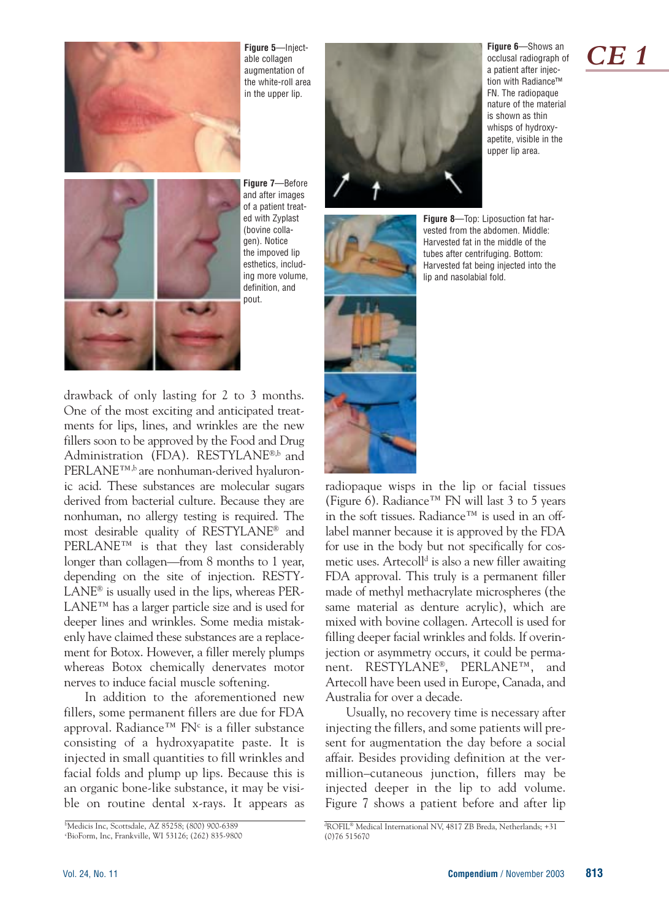Figure 5—Injectable collagen augmentation of the white-roll area in the upper lip.

Figure 7—Before and after images of a patient treated with Zyplast (bovine collagen). Notice the impoved lip esthetics, including more volume, definition, and pout.

Figure 6—Shows an occlusal radiograph of a patient after injection with Radiance™ FN. The radiopaque nature of the material is shown as thin whisps of hydroxyapetite, visible in the upper lip area.

Figure 8—Top: Liposuction fat harvested from the abdomen. Middle: Harvested fat in the middle of the tubes after centrifuging. Bottom: Harvested fat being injected into the lip and nasolabial fold.

drawback of only lasting for 2 to 3 months. One of the most exciting and anticipated treatments for lips, lines, and wrinkles are the new fillers soon to be approved by the Food and Drug Administration (FDA). RESTYLANE®,[b] and PERLANE™,[b] are nonhuman-derived hyaluronic acid. These substances are molecular sugars derived from bacterial culture. Because they are nonhuman, no allergy testing is required. The most desirable quality of RESTYLANE® and PERLANE™ is that they last considerably longer than collagen—from 8 months to 1 year, depending on the site of injection. RESTYLANE® is usually used in the lips, whereas PERLANE™ has a larger particle size and is used for deeper lines and wrinkles. Some media mistakenly have claimed these substances are a replacement for Botox. However, a filler merely plumps whereas Botox chemically denervates motor nerves to induce facial muscle softening.

In addition to the aforementioned new fillers, some permanent fillers are due for FDA approval. Radiance™ FN[c] is a filler substance consisting of a hydroxyapatite paste. It is injected in small quantities to fill wrinkles and facial folds and plump up lips. Because this is an organic bone-like substance, it may be visible on routine dental x-rays. It appears as radiopaque wisps in the lip or facial tissues (Figure 6). Radiance™ FN will last 3 to 5 years in the soft tissues. Radiance™ is used in an off-label manner because it is approved by the FDA for use in the body but not specifically for cosmetic uses. Artecoll[d] is also a new filler awaiting FDA approval. This truly is a permanent filler made of methyl methacrylate microspheres (the same material as denture acrylic), which are mixed with bovine collagen. Artecoll is used for filling deeper facial wrinkles and folds. If overinjection or asymmetry occurs, it could be permanent. RESTYLANE®, PERLANE™, and Artecoll have been used in Europe, Canada, and Australia for over a decade.

Usually, no recovery time is necessary after injecting the fillers, and some patients will present for augmentation the day before a social affair. Besides providing definition at the vermillion–cutaneous junction, fillers may be injected deeper in the lip to add volume. Figure 7 shows a patient before and after lip

[b]Medicis Inc, Scottsdale, AZ 85258; (800) 900-6389
[c]BioForm, Inc, Frankville, WI 53126; (262) 835-9800
[d]ROFIL® Medical International NV, 4817 ZB Breda, Netherlands; +31 (0)76 515670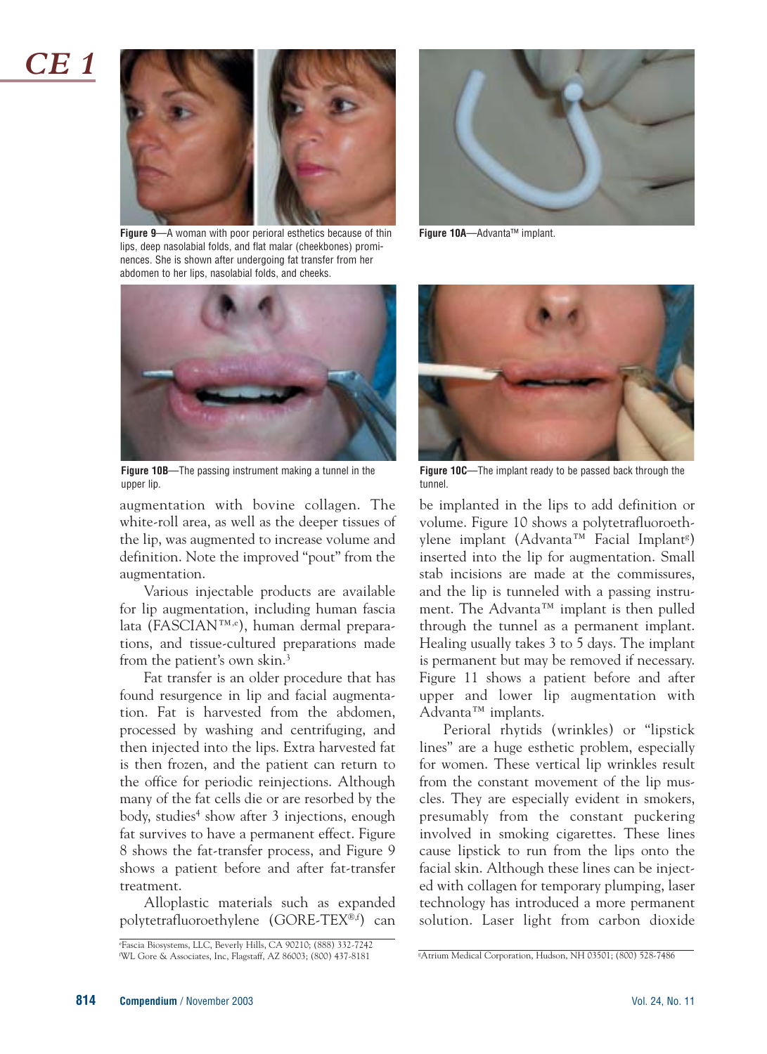Figure 9—A woman with poor perioral esthetics because of thin lips, deep nasolabial folds, and flat malar (cheekbones) prominences. She is shown after undergoing fat transfer from her abdomen to her lips, nasolabial folds, and cheeks.

Figure 10A—Advanta™ implant.

Figure 10B—The passing instrument making a tunnel in the upper lip.

Figure 10C—The implant ready to be passed back through the tunnel.

augmentation with bovine collagen. The white-roll area, as well as the deeper tissues of the lip, was augmented to increase volume and definition. Note the improved "pout" from the augmentation.

Various injectable products are available for lip augmentation, including human fascia lata (FASCIAN™,[e]), human dermal preparations, and tissue-cultured preparations made from the patient's own skin.[3]

Fat transfer is an older procedure that has found resurgence in lip and facial augmentation. Fat is harvested from the abdomen, processed by washing and centrifuging, and then injected into the lips. Extra harvested fat is then frozen, and the patient can return to the office for periodic reinjections. Although many of the fat cells die or are resorbed by the body, studies[4] show after 3 injections, enough fat survives to have a permanent effect. Figure 8 shows the fat-transfer process, and Figure 9 shows a patient before and after fat-transfer treatment.

Alloplastic materials such as expanded polytetrafluoroethylene (GORE-TEX®,[f]) can be implanted in the lips to add definition or volume. Figure 10 shows a polytetrafluoroethylene implant (Advanta™ Facial Implant[g]) inserted into the lip for augmentation. Small stab incisions are made at the commissures, and the lip is tunneled with a passing instrument. The Advanta™ implant is then pulled through the tunnel as a permanent implant. Healing usually takes 3 to 5 days. The implant is permanent but may be removed if necessary. Figure 11 shows a patient before and after upper and lower lip augmentation with Advanta™ implants.

Perioral rhytids (wrinkles) or "lipstick lines" are a huge esthetic problem, especially for women. These vertical lip wrinkles result from the constant movement of the lip muscles. They are especially evident in smokers, presumably from the constant puckering involved in smoking cigarettes. These lines cause lipstick to run from the lips onto the facial skin. Although these lines can be injected with collagen for temporary plumping, laser technology has introduced a more permanent solution. Laser light from carbon dioxide

[e]Fascia Biosystems, LLC, Beverly Hills, CA 90210; (888) 332-7242
[f]WL Gore & Associates, Inc, Flagstaff, AZ 86003; (800) 437-8181
[g]Atrium Medical Corporation, Hudson, NH 03501; (800) 528-7486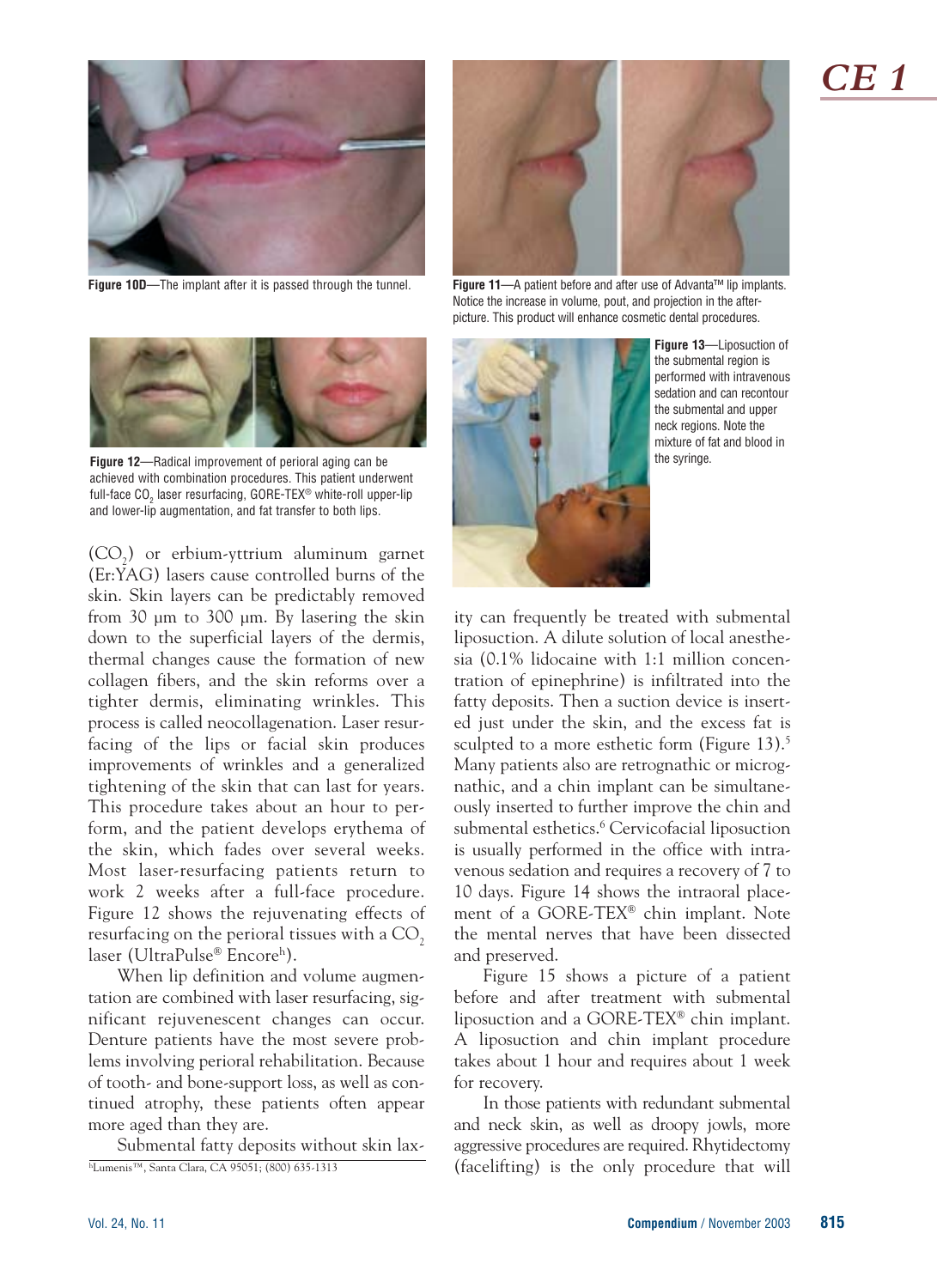Figure 10D—The implant after it is passed through the tunnel.

Figure 11—A patient before and after use of Advanta™ lip implants. Notice the increase in volume, pout, and projection in the after-picture. This product will enhance cosmetic dental procedures.

Figure 12—Radical improvement of perioral aging can be achieved with combination procedures. This patient underwent full-face $CO_2$ laser resurfacing, GORE-TEX® white-roll upper-lip and lower-lip augmentation, and fat transfer to both lips.

Figure 13—Liposuction of the submental region is performed with intravenous sedation and can recontour the submental and upper neck regions. Note the mixture of fat and blood in the syringe.

($CO_2$) or erbium-yttrium aluminum garnet (Er:YAG) lasers cause controlled burns of the skin. Skin layers can be predictably removed from 30 µm to 300 µm. By lasering the skin down to the superficial layers of the dermis, thermal changes cause the formation of new collagen fibers, and the skin reforms over a tighter dermis, eliminating wrinkles. This process is called neocollagenation. Laser resurfacing of the lips or facial skin produces improvements of wrinkles and a generalized tightening of the skin that can last for years. This procedure takes about an hour to perform, and the patient develops erythema of the skin, which fades over several weeks. Most laser-resurfacing patients return to work 2 weeks after a full-face procedure. Figure 12 shows the rejuvenating effects of resurfacing on the perioral tissues with a $CO_2$ laser (UltraPulse® Encore[h]).

When lip definition and volume augmentation are combined with laser resurfacing, significant rejuvenescent changes can occur. Denture patients have the most severe problems involving perioral rehabilitation. Because of tooth- and bone-support loss, as well as continued atrophy, these patients often appear more aged than they are.

Submental fatty deposits without skin laxity can frequently be treated with submental liposuction. A dilute solution of local anesthesia (0.1% lidocaine with 1:1 million concentration of epinephrine) is infiltrated into the fatty deposits. Then a suction device is inserted just under the skin, and the excess fat is sculpted to a more esthetic form (Figure 13).[5] Many patients also are retrognathic or micrognathic, and a chin implant can be simultaneously inserted to further improve the chin and submental esthetics.[6] Cervicofacial liposuction is usually performed in the office with intravenous sedation and requires a recovery of 7 to 10 days. Figure 14 shows the intraoral placement of a GORE-TEX® chin implant. Note the mental nerves that have been dissected and preserved.

Figure 15 shows a picture of a patient before and after treatment with submental liposuction and a GORE-TEX® chin implant. A liposuction and chin implant procedure takes about 1 hour and requires about 1 week for recovery.

In those patients with redundant submental and neck skin, as well as droopy jowls, more aggressive procedures are required. Rhytidectomy (facelifting) is the only procedure that will

[h]Lumenis™, Santa Clara, CA 95051; (800) 635-1313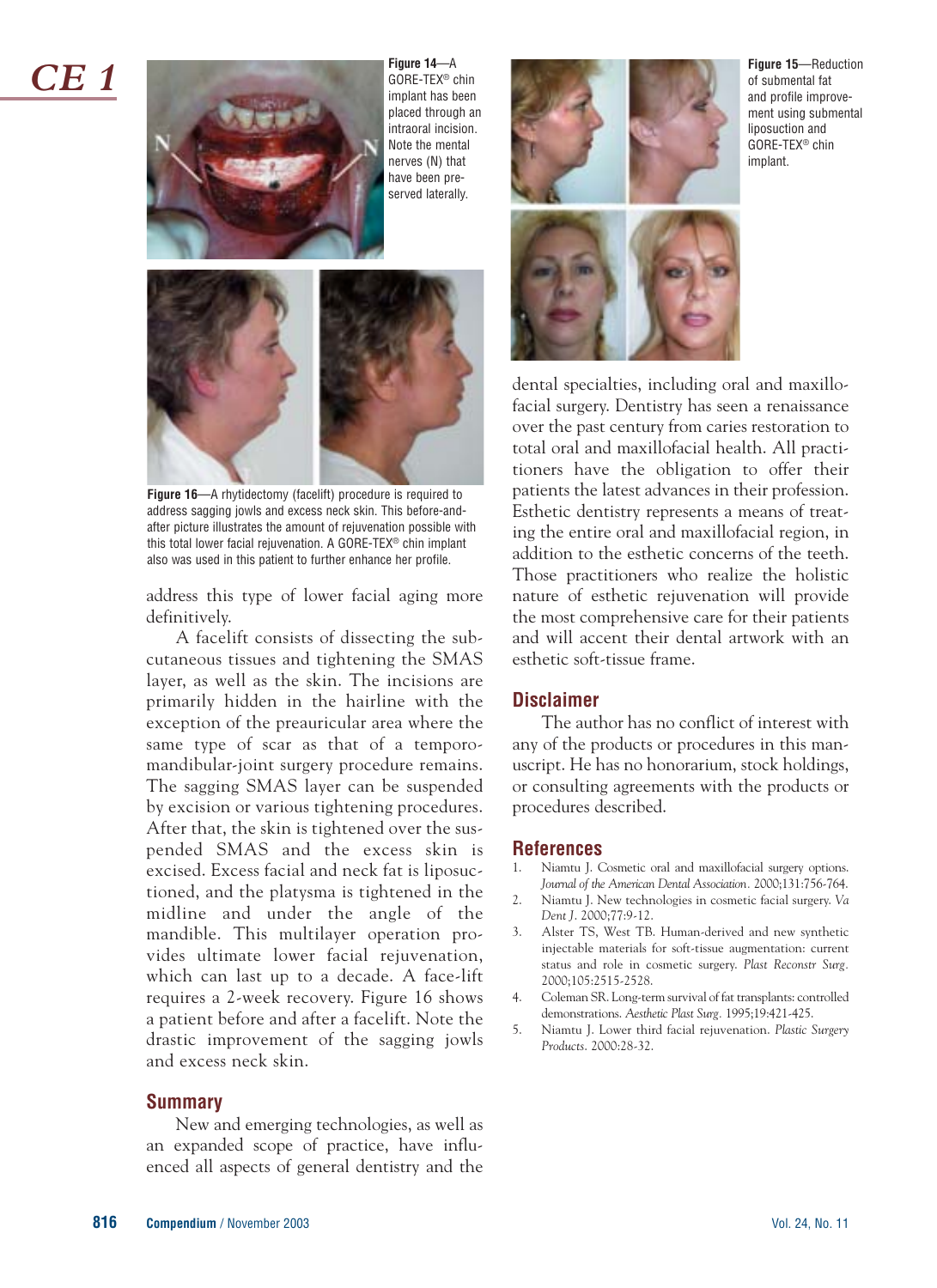Figure 14—A GORE-TEX® chin implant has been placed through an intraoral incision. Note the mental nerves (N) that have been preserved laterally.

Figure 16—A rhytidectomy (facelift) procedure is required to address sagging jowls and excess neck skin. This before-and-after picture illustrates the amount of rejuvenation possible with this total lower facial rejuvenation. A GORE-TEX® chin implant also was used in this patient to further enhance her profile.

address this type of lower facial aging more definitively.

A facelift consists of dissecting the subcutaneous tissues and tightening the SMAS layer, as well as the skin. The incisions are primarily hidden in the hairline with the exception of the preauricular area where the same type of scar as that of a temporomandibular-joint surgery procedure remains. The sagging SMAS layer can be suspended by excision or various tightening procedures. After that, the skin is tightened over the suspended SMAS and the excess skin is excised. Excess facial and neck fat is liposuctioned, and the platysma is tightened in the midline and under the angle of the mandible. This multilayer operation provides ultimate lower facial rejuvenation, which can last up to a decade. A face-lift requires a 2-week recovery. Figure 16 shows a patient before and after a facelift. Note the drastic improvement of the sagging jowls and excess neck skin.

## Summary

New and emerging technologies, as well as an expanded scope of practice, have influenced all aspects of general dentistry and the dental specialties, including oral and maxillofacial surgery. Dentistry has seen a renaissance over the past century from caries restoration to total oral and maxillofacial health. All practitioners have the obligation to offer their patients the latest advances in their profession. Esthetic dentistry represents a means of treating the entire oral and maxillofacial region, in addition to the esthetic concerns of the teeth. Those practitioners who realize the holistic nature of esthetic rejuvenation will provide the most comprehensive care for their patients and will accent their dental artwork with an esthetic soft-tissue frame.

Figure 15—Reduction of submental fat and profile improvement using submental liposuction and GORE-TEX® chin implant.

## Disclaimer

The author has no conflict of interest with any of the products or procedures in this manuscript. He has no honorarium, stock holdings, or consulting agreements with the products or procedures described.

## References

1. Niamtu J. Cosmetic oral and maxillofacial surgery options. *Journal of the American Dental Association*. 2000;131:756-764.
2. Niamtu J. New technologies in cosmetic facial surgery. *Va Dent J*. 2000;77:9-12.
3. Alster TS, West TB. Human-derived and new synthetic injectable materials for soft-tissue augmentation: current status and role in cosmetic surgery. *Plast Reconstr Surg*. 2000;105:2515-2528.
4. Coleman SR. Long-term survival of fat transplants: controlled demonstrations. *Aesthetic Plast Surg*. 1995;19:421-425.
5. Niamtu J. Lower third facial rejuvenation. *Plastic Surgery Products*. 2000:28-32.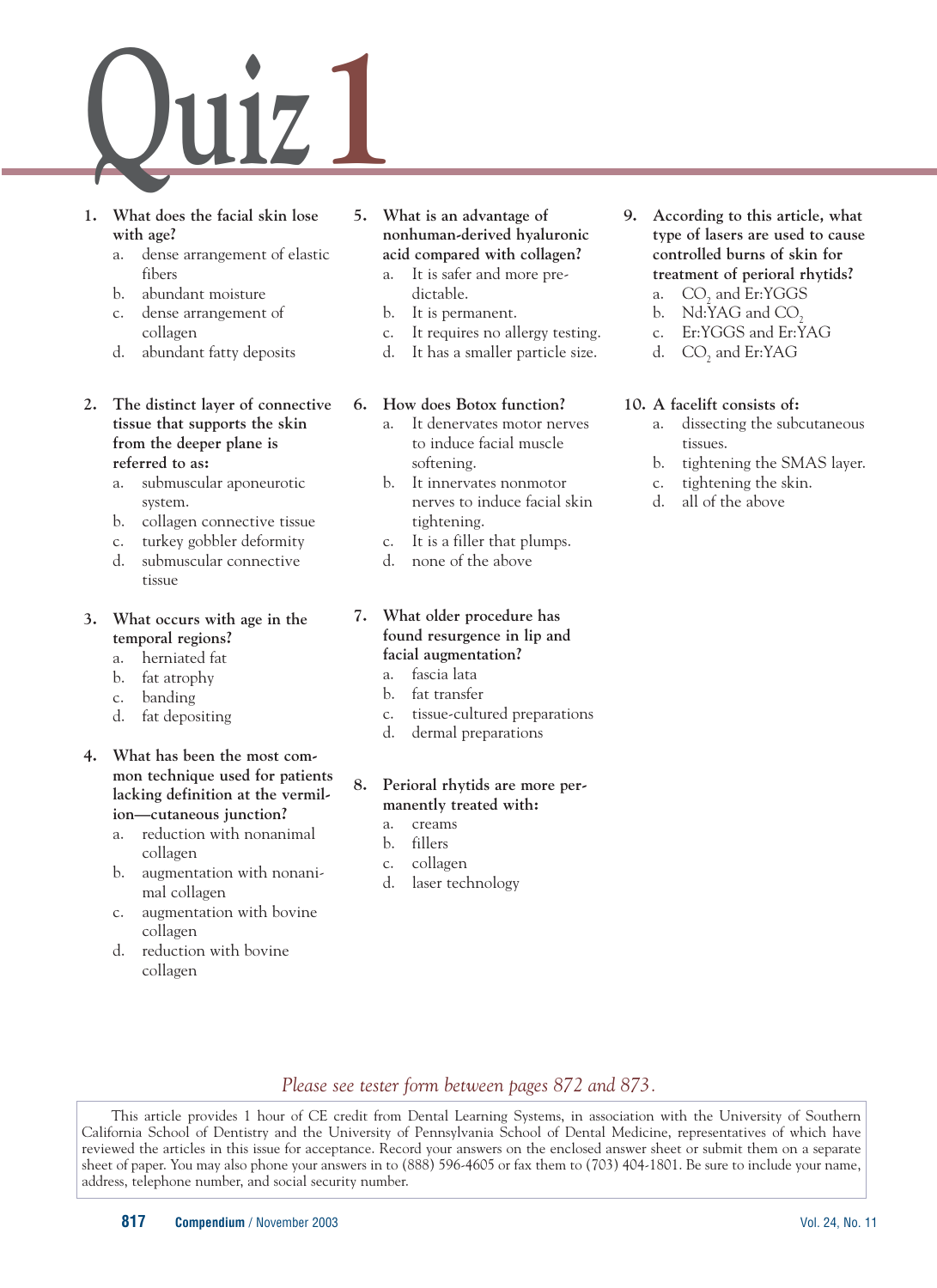# Quiz 1

1. **What does the facial skin lose with age?**
   a. dense arrangement of elastic fibers
   b. abundant moisture
   c. dense arrangement of collagen
   d. abundant fatty deposits

2. **The distinct layer of connective tissue that supports the skin from the deeper plane is referred to as:**
   a. submuscular aponeurotic system.
   b. collagen connective tissue
   c. turkey gobbler deformity
   d. submuscular connective tissue

3. **What occurs with age in the temporal regions?**
   a. herniated fat
   b. fat atrophy
   c. banding
   d. fat depositing

4. **What has been the most common technique used for patients lacking definition at the vermilion—cutaneous junction?**
   a. reduction with nonanimal collagen
   b. augmentation with nonanimal collagen
   c. augmentation with bovine collagen
   d. reduction with bovine collagen

5. **What is an advantage of nonhuman-derived hyaluronic acid compared with collagen?**
   a. It is safer and more predictable.
   b. It is permanent.
   c. It requires no allergy testing.
   d. It has a smaller particle size.

6. **How does Botox function?**
   a. It denervates motor nerves to induce facial muscle softening.
   b. It innervates nonmotor nerves to induce facial skin tightening.
   c. It is a filler that plumps.
   d. none of the above

7. **What older procedure has found resurgence in lip and facial augmentation?**
   a. fascia lata
   b. fat transfer
   c. tissue-cultured preparations
   d. dermal preparations

8. **Perioral rhytids are more permanently treated with:**
   a. creams
   b. fillers
   c. collagen
   d. laser technology

9. **According to this article, what type of lasers are used to cause controlled burns of skin for treatment of perioral rhytids?**
   a. $CO_2$ and Er:YGGS
   b. Nd:YAG and $CO_2$
   c. Er:YGGS and Er:YAG
   d. $CO_2$ and Er:YAG

10. **A facelift consists of:**
    a. dissecting the subcutaneous tissues.
    b. tightening the SMAS layer.
    c. tightening the skin.
    d. all of the above

*Please see tester form between pages 872 and 873.*

This article provides 1 hour of CE credit from Dental Learning Systems, in association with the University of Southern California School of Dentistry and the University of Pennsylvania School of Dental Medicine, representatives of which have reviewed the articles in this issue for acceptance. Record your answers on the enclosed answer sheet or submit them on a separate sheet of paper. You may also phone your answers in to (888) 596-4605 or fax them to (703) 404-1801. Be sure to include your name, address, telephone number, and social security number.